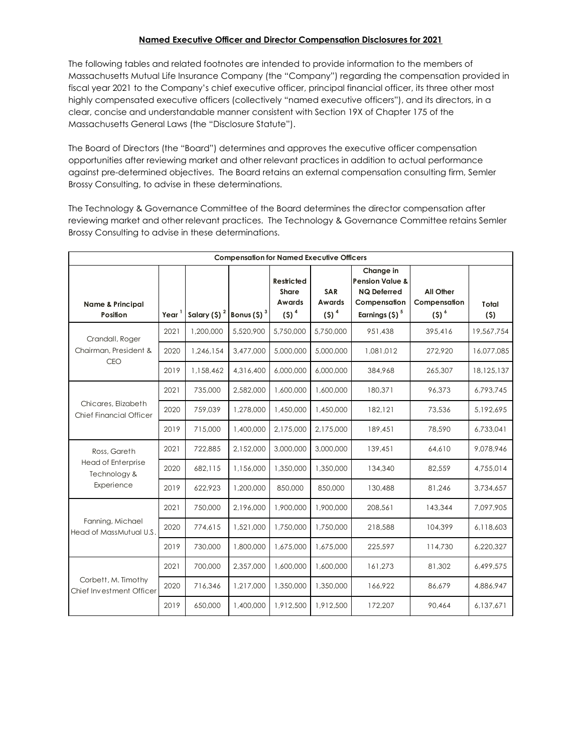**Named Executive Officer and Director Compensation Disclosures for 2021**

The following tables and related footnotes are intended to provide information to the members of Massachusetts Mutual Life Insurance Company (the "Company") regarding the compensation provided in fiscal year 2021 to the Company's chief executive officer, principal financial officer, its three other most highly compensated executive officers (collectively "named executive officers"), and its directors, in a clear, concise and understandable manner consistent with Section 19X of Chapter 175 of the Massachusetts General Laws (the "Disclosure Statute").

The Board of Directors (the "Board") determines and approves the executive officer compensation opportunities after reviewing market and other relevant practices in addition to actual performance against pre-determined objectives. The Board retains an external compensation consulting firm, Semler Brossy Consulting, to advise in these determinations.

The Technology & Governance Committee of the Board determines the director compensation after reviewing market and other relevant practices. The Technology & Governance Committee retains Semler Brossy Consulting to advise in these determinations.

| **Compensation for Named Executive Officers** | | | | | | | | |
|---|---|---|---|---|---|---|---|---|
| **Name & Principal Position** | **Year** [1] | **Salary ($)** [2] | **Bonus ($)** [3] | **Restricted Share Awards ($)** [4] | **SAR Awards ($)** [4] | **Change in Pension Value & NQ Deferred Compensation Earnings ($)** [5] | **All Other Compensation ($)** [6] | **Total ($)** |
| Crandall, Roger Chairman, President & CEO | 2021 | 1,200,000 | 5,520,900 | 5,750,000 | 5,750,000 | 951,438 | 395,416 | 19,567,754 |
| | 2020 | 1,246,154 | 3,477,000 | 5,000,000 | 5,000,000 | 1,081,012 | 272,920 | 16,077,085 |
| | 2019 | 1,158,462 | 4,316,400 | 6,000,000 | 6,000,000 | 384,968 | 265,307 | 18,125,137 |
| Chicares, Elizabeth Chief Financial Officer | 2021 | 735,000 | 2,582,000 | 1,600,000 | 1,600,000 | 180,371 | 96,373 | 6,793,745 |
| | 2020 | 759,039 | 1,278,000 | 1,450,000 | 1,450,000 | 182,121 | 73,536 | 5,192,695 |
| | 2019 | 715,000 | 1,400,000 | 2,175,000 | 2,175,000 | 189,451 | 78,590 | 6,733,041 |
| Ross, Gareth Head of Enterprise Technology & Experience | 2021 | 722,885 | 2,152,000 | 3,000,000 | 3,000,000 | 139,451 | 64,610 | 9,078,946 |
| | 2020 | 682,115 | 1,156,000 | 1,350,000 | 1,350,000 | 134,340 | 82,559 | 4,755,014 |
| | 2019 | 622,923 | 1,200,000 | 850,000 | 850,000 | 130,488 | 81,246 | 3,734,657 |
| Fanning, Michael Head of MassMutual U.S. | 2021 | 750,000 | 2,196,000 | 1,900,000 | 1,900,000 | 208,561 | 143,344 | 7,097,905 |
| | 2020 | 774,615 | 1,521,000 | 1,750,000 | 1,750,000 | 218,588 | 104,399 | 6,118,603 |
| | 2019 | 730,000 | 1,800,000 | 1,675,000 | 1,675,000 | 225,597 | 114,730 | 6,220,327 |
| Corbett, M. Timothy Chief Investment Officer | 2021 | 700,000 | 2,357,000 | 1,600,000 | 1,600,000 | 161,273 | 81,302 | 6,499,575 |
| | 2020 | 716,346 | 1,217,000 | 1,350,000 | 1,350,000 | 166,922 | 86,679 | 4,886,947 |
| | 2019 | 650,000 | 1,400,000 | 1,912,500 | 1,912,500 | 172,207 | 90,464 | 6,137,671 |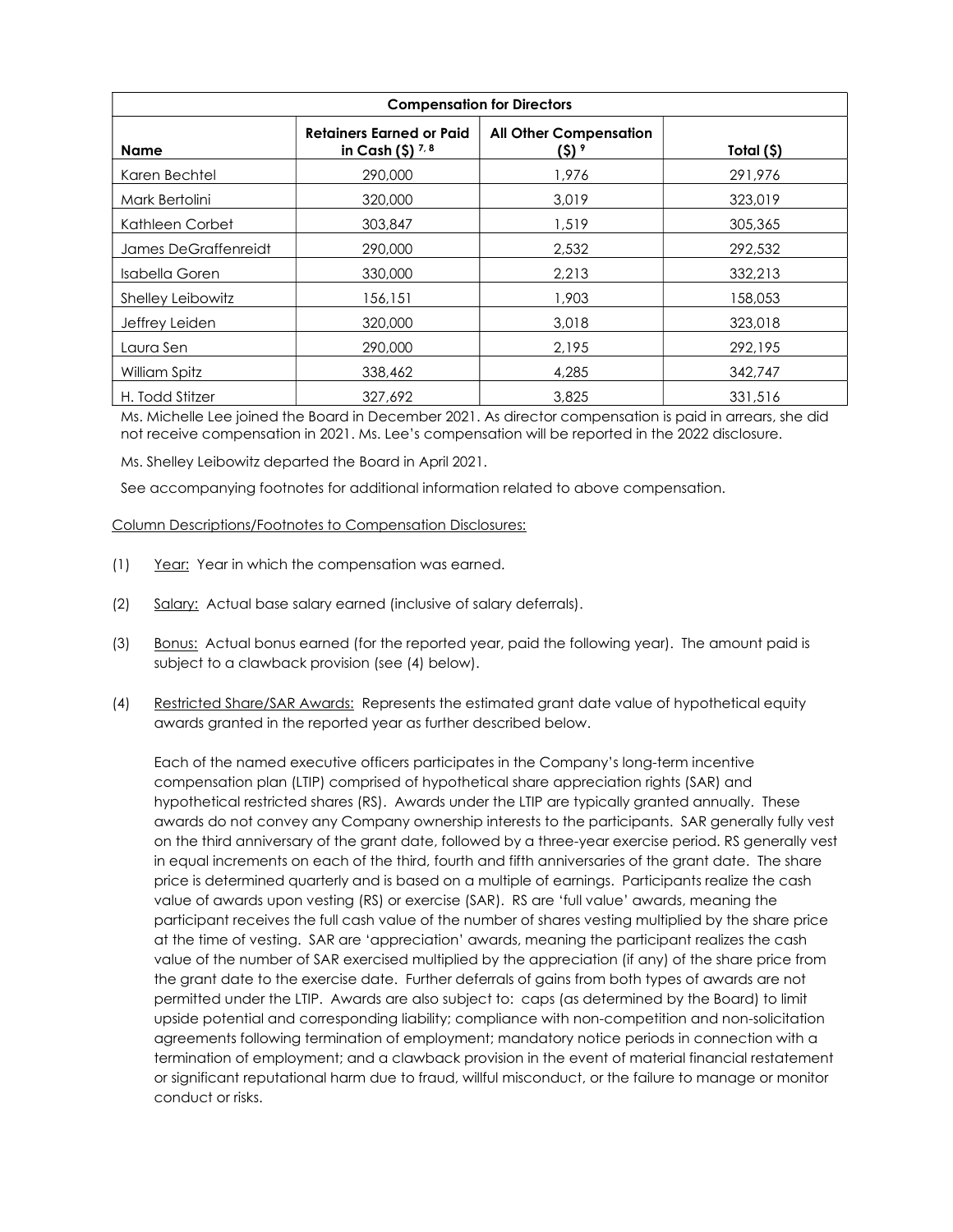| Compensation for Directors | | | |
|---|---|---|---|
| Name | Retainers Earned or Paid in Cash ($) [7, 8] | All Other Compensation ($) [9] | Total ($) |
| Karen Bechtel | 290,000 | 1,976 | 291,976 |
| Mark Bertolini | 320,000 | 3,019 | 323,019 |
| Kathleen Corbet | 303,847 | 1,519 | 305,365 |
| James DeGraffenreidt | 290,000 | 2,532 | 292,532 |
| Isabella Goren | 330,000 | 2,213 | 332,213 |
| Shelley Leibowitz | 156,151 | 1,903 | 158,053 |
| Jeffrey Leiden | 320,000 | 3,018 | 323,018 |
| Laura Sen | 290,000 | 2,195 | 292,195 |
| William Spitz | 338,462 | 4,285 | 342,747 |
| H. Todd Stitzer | 327,692 | 3,825 | 331,516 |

Ms. Michelle Lee joined the Board in December 2021. As director compensation is paid in arrears, she did not receive compensation in 2021. Ms. Lee's compensation will be reported in the 2022 disclosure.

Ms. Shelley Leibowitz departed the Board in April 2021.

See accompanying footnotes for additional information related to above compensation.

Column Descriptions/Footnotes to Compensation Disclosures:

(1) Year: Year in which the compensation was earned.

(2) Salary: Actual base salary earned (inclusive of salary deferrals).

(3) Bonus: Actual bonus earned (for the reported year, paid the following year). The amount paid is subject to a clawback provision (see (4) below).

(4) Restricted Share/SAR Awards: Represents the estimated grant date value of hypothetical equity awards granted in the reported year as further described below.

Each of the named executive officers participates in the Company's long-term incentive compensation plan (LTIP) comprised of hypothetical share appreciation rights (SAR) and hypothetical restricted shares (RS). Awards under the LTIP are typically granted annually. These awards do not convey any Company ownership interests to the participants. SAR generally fully vest on the third anniversary of the grant date, followed by a three-year exercise period. RS generally vest in equal increments on each of the third, fourth and fifth anniversaries of the grant date. The share price is determined quarterly and is based on a multiple of earnings. Participants realize the cash value of awards upon vesting (RS) or exercise (SAR). RS are 'full value' awards, meaning the participant receives the full cash value of the number of shares vesting multiplied by the share price at the time of vesting. SAR are 'appreciation' awards, meaning the participant realizes the cash value of the number of SAR exercised multiplied by the appreciation (if any) of the share price from the grant date to the exercise date. Further deferrals of gains from both types of awards are not permitted under the LTIP. Awards are also subject to: caps (as determined by the Board) to limit upside potential and corresponding liability; compliance with non-competition and non-solicitation agreements following termination of employment; mandatory notice periods in connection with a termination of employment; and a clawback provision in the event of material financial restatement or significant reputational harm due to fraud, willful misconduct, or the failure to manage or monitor conduct or risks.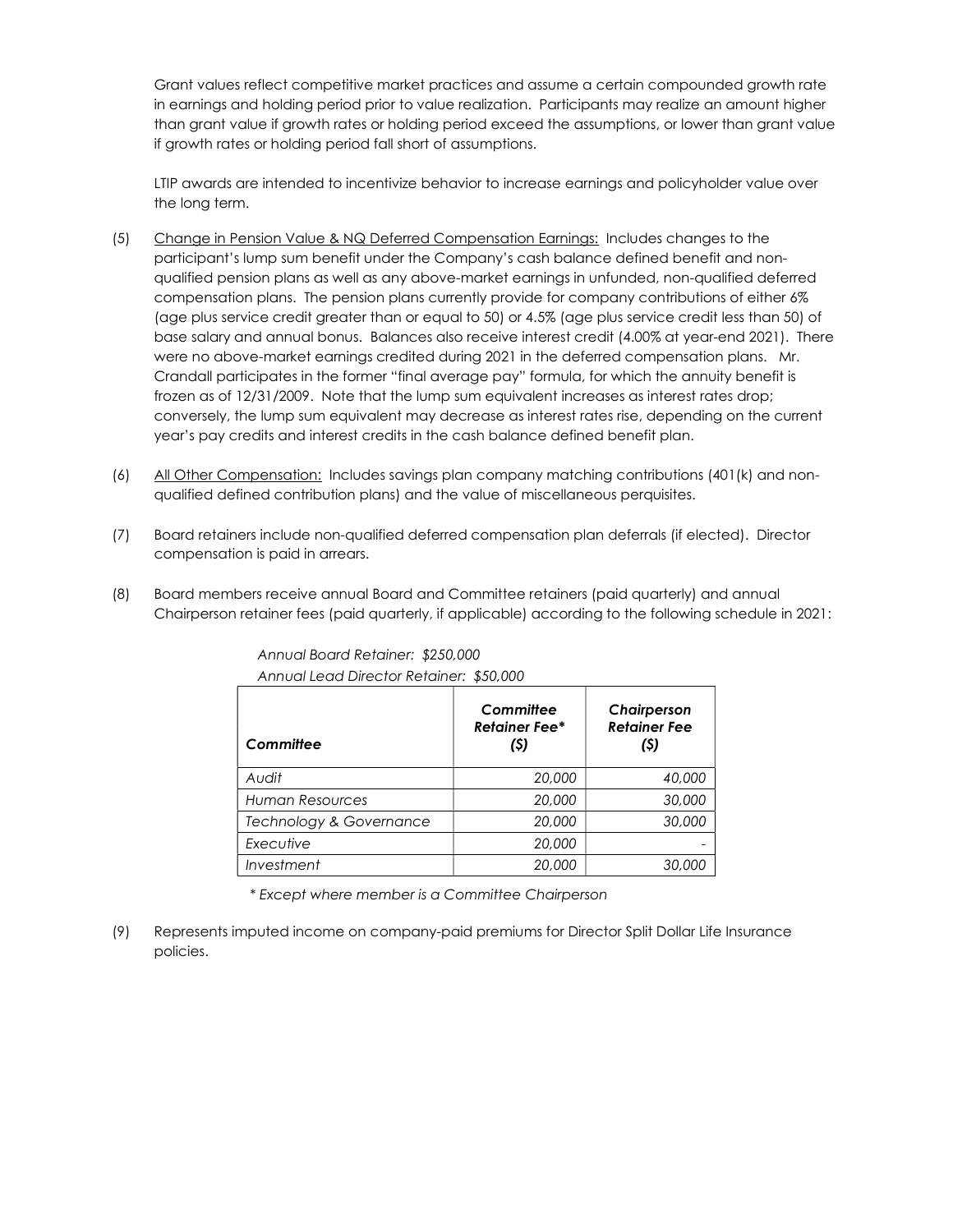Grant values reflect competitive market practices and assume a certain compounded growth rate in earnings and holding period prior to value realization. Participants may realize an amount higher than grant value if growth rates or holding period exceed the assumptions, or lower than grant value if growth rates or holding period fall short of assumptions.

LTIP awards are intended to incentivize behavior to increase earnings and policyholder value over the long term.

(5) <u>Change in Pension Value & NQ Deferred Compensation Earnings:</u> Includes changes to the participant's lump sum benefit under the Company's cash balance defined benefit and non-qualified pension plans as well as any above-market earnings in unfunded, non-qualified deferred compensation plans. The pension plans currently provide for company contributions of either 6% (age plus service credit greater than or equal to 50) or 4.5% (age plus service credit less than 50) of base salary and annual bonus. Balances also receive interest credit (4.00% at year-end 2021). There were no above-market earnings credited during 2021 in the deferred compensation plans. Mr. Crandall participates in the former "final average pay" formula, for which the annuity benefit is frozen as of 12/31/2009. Note that the lump sum equivalent increases as interest rates drop; conversely, the lump sum equivalent may decrease as interest rates rise, depending on the current year's pay credits and interest credits in the cash balance defined benefit plan.

(6) <u>All Other Compensation:</u> Includes savings plan company matching contributions (401(k) and non-qualified defined contribution plans) and the value of miscellaneous perquisites.

(7) Board retainers include non-qualified deferred compensation plan deferrals (if elected). Director compensation is paid in arrears.

(8) Board members receive annual Board and Committee retainers (paid quarterly) and annual Chairperson retainer fees (paid quarterly, if applicable) according to the following schedule in 2021:

*Annual Board Retainer: $250,000*

*Annual Lead Director Retainer: $50,000*

| ***Committee*** | ***Committee Retainer Fee\* ($)*** | ***Chairperson Retainer Fee ($)*** |
|---|---|---|
| *Audit* | *20,000* | *40,000* |
| *Human Resources* | *20,000* | *30,000* |
| *Technology & Governance* | *20,000* | *30,000* |
| *Executive* | *20,000* | - |
| *Investment* | *20,000* | *30,000* |

*\* Except where member is a Committee Chairperson*

(9) Represents imputed income on company-paid premiums for Director Split Dollar Life Insurance policies.